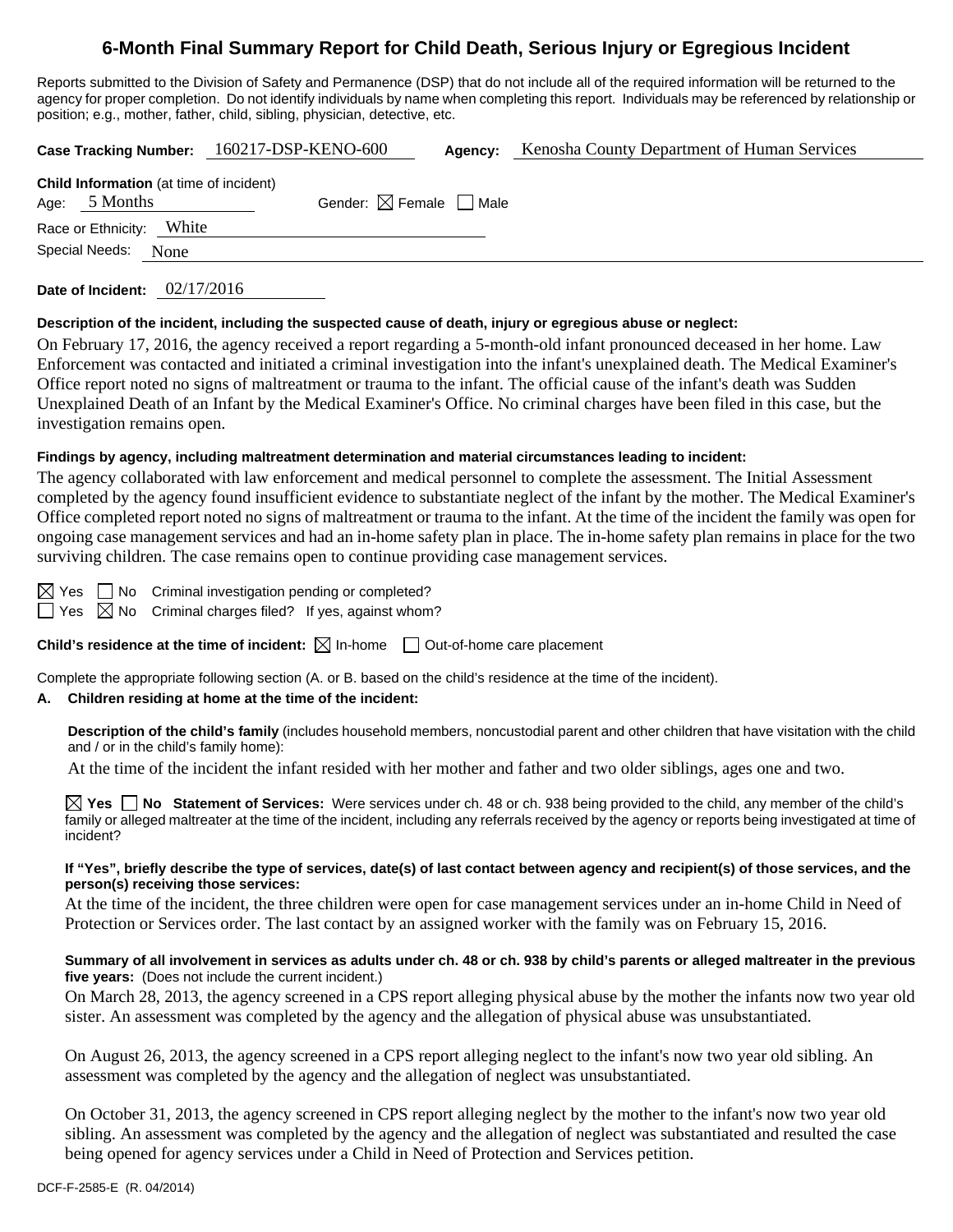# 6-Month Final Summary Report for Child Death, Serious Injury or Egregious Incident

Reports submitted to the Division of Safety and Permanence (DSP) that do not include all of the required information will be returned to the agency for proper completion. Do not identify individuals by name when completing this report. Individuals may be referenced by relationship or position; e.g., mother, father, child, sibling, physician, detective, etc.

**Case Tracking Number:** 160217-DSP-KENO-600 **Agency:** Kenosha County Department of Human Services

**Child Information** (at time of incident)

Age: 5 Months Gender: ☒ Female ☐ Male

Race or Ethnicity: White

Special Needs: None

**Date of Incident:** 02/17/2016

**Description of the incident, including the suspected cause of death, injury or egregious abuse or neglect:**

On February 17, 2016, the agency received a report regarding a 5-month-old infant pronounced deceased in her home. Law Enforcement was contacted and initiated a criminal investigation into the infant's unexplained death. The Medical Examiner's Office report noted no signs of maltreatment or trauma to the infant. The official cause of the infant's death was Sudden Unexplained Death of an Infant by the Medical Examiner's Office. No criminal charges have been filed in this case, but the investigation remains open.

**Findings by agency, including maltreatment determination and material circumstances leading to incident:**

The agency collaborated with law enforcement and medical personnel to complete the assessment. The Initial Assessment completed by the agency found insufficient evidence to substantiate neglect of the infant by the mother. The Medical Examiner's Office completed report noted no signs of maltreatment or trauma to the infant. At the time of the incident the family was open for ongoing case management services and had an in-home safety plan in place. The in-home safety plan remains in place for the two surviving children. The case remains open to continue providing case management services.

☒ Yes ☐ No Criminal investigation pending or completed?

☐ Yes ☒ No Criminal charges filed? If yes, against whom?

**Child's residence at the time of incident:** ☒ In-home ☐ Out-of-home care placement

Complete the appropriate following section (A. or B. based on the child's residence at the time of the incident).

**A. Children residing at home at the time of the incident:**

**Description of the child's family** (includes household members, noncustodial parent and other children that have visitation with the child and / or in the child's family home):

At the time of the incident the infant resided with her mother and father and two older siblings, ages one and two.

☒ **Yes** ☐ **No Statement of Services:** Were services under ch. 48 or ch. 938 being provided to the child, any member of the child's family or alleged maltreater at the time of the incident, including any referrals received by the agency or reports being investigated at time of incident?

**If "Yes", briefly describe the type of services, date(s) of last contact between agency and recipient(s) of those services, and the person(s) receiving those services:**

At the time of the incident, the three children were open for case management services under an in-home Child in Need of Protection or Services order. The last contact by an assigned worker with the family was on February 15, 2016.

**Summary of all involvement in services as adults under ch. 48 or ch. 938 by child's parents or alleged maltreater in the previous five years:** (Does not include the current incident.)

On March 28, 2013, the agency screened in a CPS report alleging physical abuse by the mother the infants now two year old sister. An assessment was completed by the agency and the allegation of physical abuse was unsubstantiated.

On August 26, 2013, the agency screened in a CPS report alleging neglect to the infant's now two year old sibling. An assessment was completed by the agency and the allegation of neglect was unsubstantiated.

On October 31, 2013, the agency screened in CPS report alleging neglect by the mother to the infant's now two year old sibling. An assessment was completed by the agency and the allegation of neglect was substantiated and resulted the case being opened for agency services under a Child in Need of Protection and Services petition.

DCF-F-2585-E (R. 04/2014)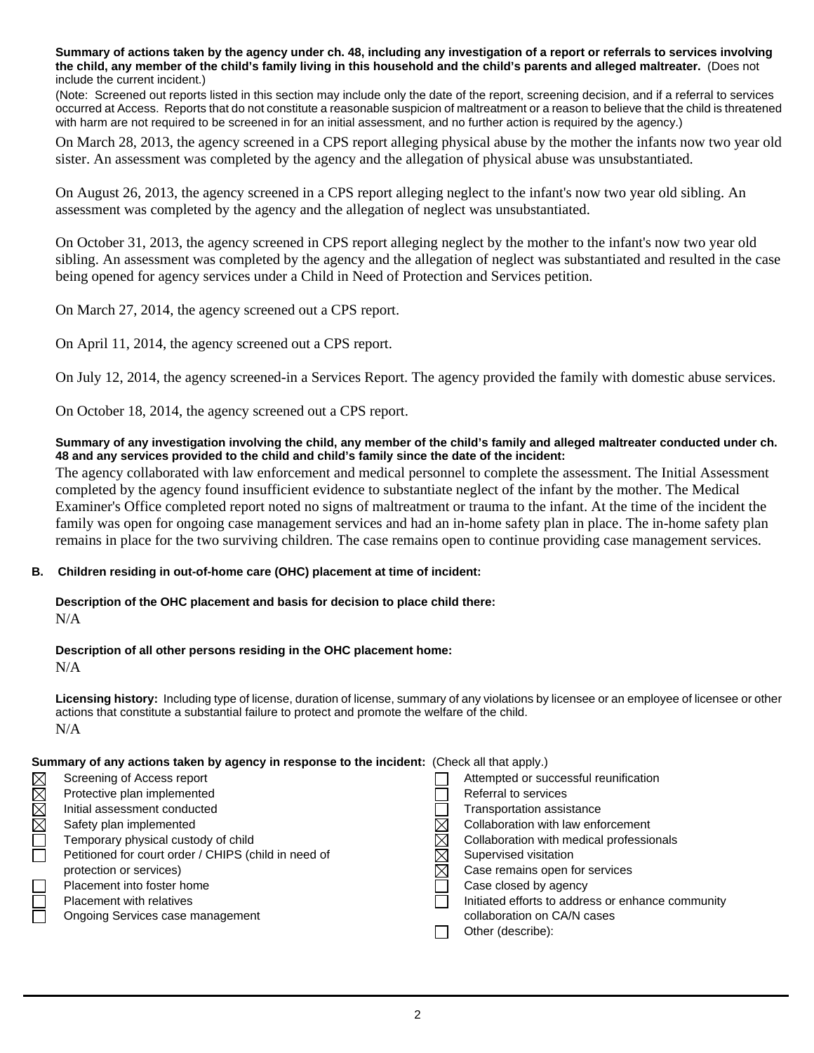**Summary of actions taken by the agency under ch. 48, including any investigation of a report or referrals to services involving the child, any member of the child's family living in this household and the child's parents and alleged maltreater.** (Does not include the current incident.)

(Note: Screened out reports listed in this section may include only the date of the report, screening decision, and if a referral to services occurred at Access. Reports that do not constitute a reasonable suspicion of maltreatment or a reason to believe that the child is threatened with harm are not required to be screened in for an initial assessment, and no further action is required by the agency.)

On March 28, 2013, the agency screened in a CPS report alleging physical abuse by the mother the infants now two year old sister. An assessment was completed by the agency and the allegation of physical abuse was unsubstantiated.

On August 26, 2013, the agency screened in a CPS report alleging neglect to the infant's now two year old sibling. An assessment was completed by the agency and the allegation of neglect was unsubstantiated.

On October 31, 2013, the agency screened in CPS report alleging neglect by the mother to the infant's now two year old sibling. An assessment was completed by the agency and the allegation of neglect was substantiated and resulted in the case being opened for agency services under a Child in Need of Protection and Services petition.

On March 27, 2014, the agency screened out a CPS report.

On April 11, 2014, the agency screened out a CPS report.

On July 12, 2014, the agency screened-in a Services Report. The agency provided the family with domestic abuse services.

On October 18, 2014, the agency screened out a CPS report.

**Summary of any investigation involving the child, any member of the child's family and alleged maltreater conducted under ch. 48 and any services provided to the child and child's family since the date of the incident:**

The agency collaborated with law enforcement and medical personnel to complete the assessment. The Initial Assessment completed by the agency found insufficient evidence to substantiate neglect of the infant by the mother. The Medical Examiner's Office completed report noted no signs of maltreatment or trauma to the infant. At the time of the incident the family was open for ongoing case management services and had an in-home safety plan in place. The in-home safety plan remains in place for the two surviving children. The case remains open to continue providing case management services.

**B. Children residing in out-of-home care (OHC) placement at time of incident:**

**Description of the OHC placement and basis for decision to place child there:**

N/A

**Description of all other persons residing in the OHC placement home:**

N/A

**Licensing history:** Including type of license, duration of license, summary of any violations by licensee or an employee of licensee or other actions that constitute a substantial failure to protect and promote the welfare of the child.

N/A

**Summary of any actions taken by agency in response to the incident:** (Check all that apply.)

- ☒ Screening of Access report
- ☒ Protective plan implemented
- ☒ Initial assessment conducted
- ☒ Safety plan implemented
- ☐ Temporary physical custody of child
- ☐ Petitioned for court order / CHIPS (child in need of protection or services)
- ☐ Placement into foster home
- ☐ Placement with relatives
- ☐ Ongoing Services case management
- ☐ Attempted or successful reunification
- ☐ Referral to services
- ☐ Transportation assistance
- ☒ Collaboration with law enforcement
- ☒ Collaboration with medical professionals
- ☒ Supervised visitation
- ☒ Case remains open for services
- ☐ Case closed by agency
- ☐ Initiated efforts to address or enhance community collaboration on CA/N cases
- ☐ Other (describe):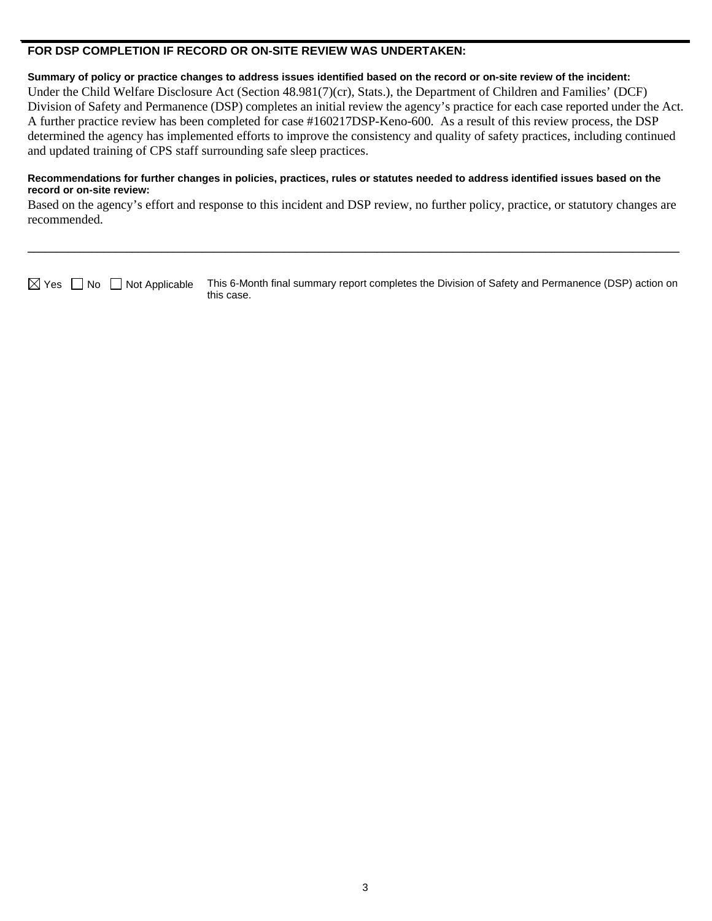**FOR DSP COMPLETION IF RECORD OR ON-SITE REVIEW WAS UNDERTAKEN:**

**Summary of policy or practice changes to address issues identified based on the record or on-site review of the incident:**

Under the Child Welfare Disclosure Act (Section 48.981(7)(cr), Stats.), the Department of Children and Families' (DCF) Division of Safety and Permanence (DSP) completes an initial review the agency's practice for each case reported under the Act. A further practice review has been completed for case #160217DSP-Keno-600. As a result of this review process, the DSP determined the agency has implemented efforts to improve the consistency and quality of safety practices, including continued and updated training of CPS staff surrounding safe sleep practices.

**Recommendations for further changes in policies, practices, rules or statutes needed to address identified issues based on the record or on-site review:**

Based on the agency's effort and response to this incident and DSP review, no further policy, practice, or statutory changes are recommended.

---

☒ Yes ☐ No ☐ Not Applicable This 6-Month final summary report completes the Division of Safety and Permanence (DSP) action on this case.